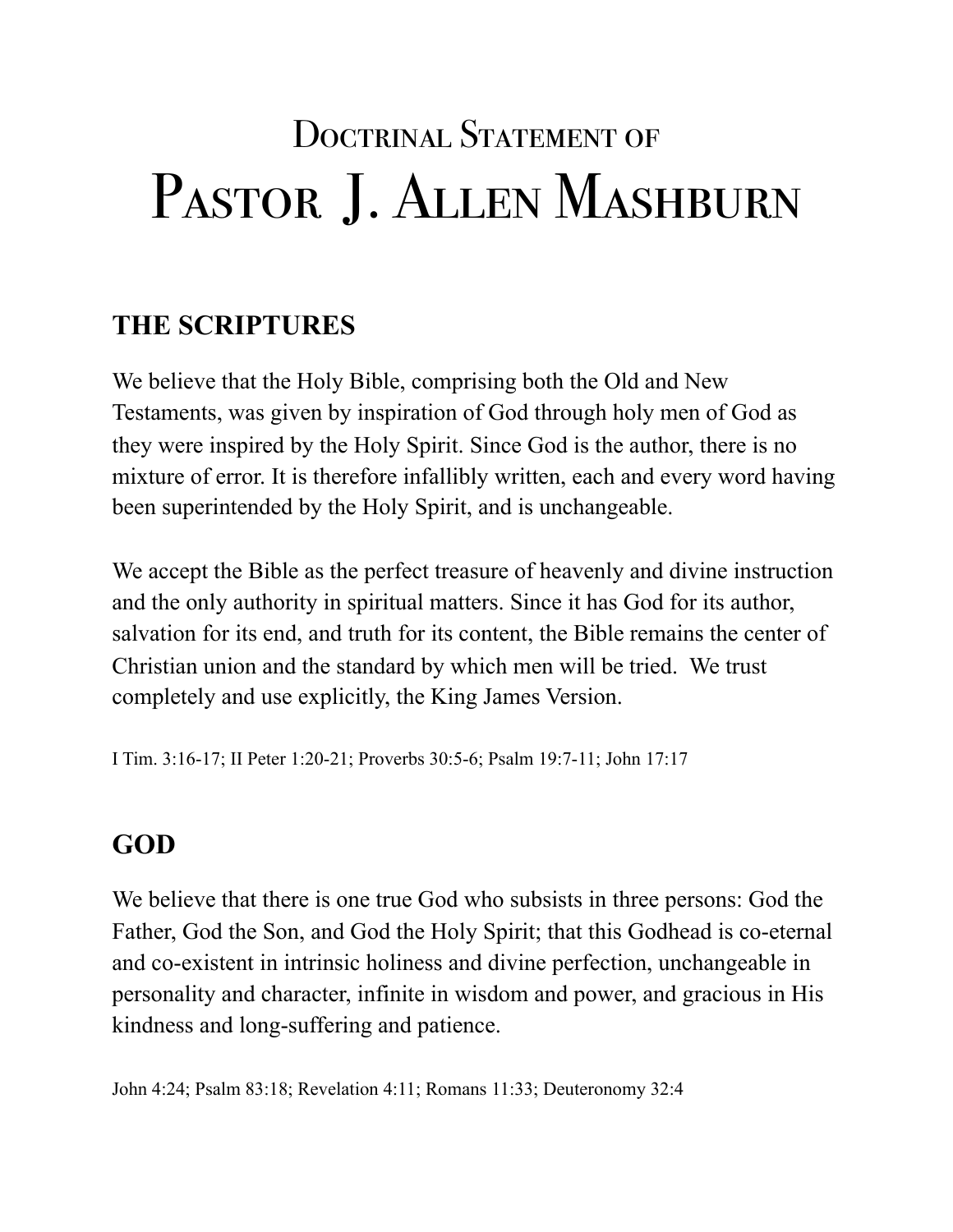# Doctrinal Statement of
# Pastor J. Allen Mashburn

## THE SCRIPTURES

We believe that the Holy Bible, comprising both the Old and New Testaments, was given by inspiration of God through holy men of God as they were inspired by the Holy Spirit. Since God is the author, there is no mixture of error. It is therefore infallibly written, each and every word having been superintended by the Holy Spirit, and is unchangeable.

We accept the Bible as the perfect treasure of heavenly and divine instruction and the only authority in spiritual matters. Since it has God for its author, salvation for its end, and truth for its content, the Bible remains the center of Christian union and the standard by which men will be tried. We trust completely and use explicitly, the King James Version.

I Tim. 3:16-17; II Peter 1:20-21; Proverbs 30:5-6; Psalm 19:7-11; John 17:17

## GOD

We believe that there is one true God who subsists in three persons: God the Father, God the Son, and God the Holy Spirit; that this Godhead is co-eternal and co-existent in intrinsic holiness and divine perfection, unchangeable in personality and character, infinite in wisdom and power, and gracious in His kindness and long-suffering and patience.

John 4:24; Psalm 83:18; Revelation 4:11; Romans 11:33; Deuteronomy 32:4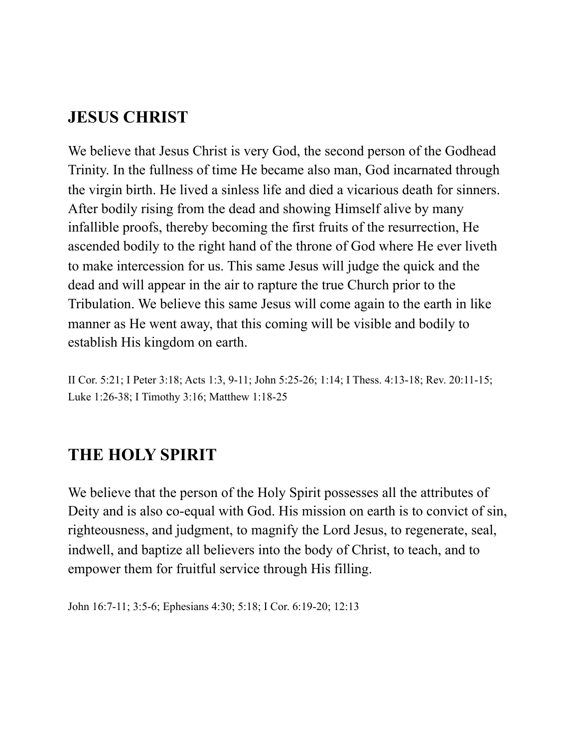## JESUS CHRIST

We believe that Jesus Christ is very God, the second person of the Godhead Trinity. In the fullness of time He became also man, God incarnated through the virgin birth. He lived a sinless life and died a vicarious death for sinners. After bodily rising from the dead and showing Himself alive by many infallible proofs, thereby becoming the first fruits of the resurrection, He ascended bodily to the right hand of the throne of God where He ever liveth to make intercession for us. This same Jesus will judge the quick and the dead and will appear in the air to rapture the true Church prior to the Tribulation. We believe this same Jesus will come again to the earth in like manner as He went away, that this coming will be visible and bodily to establish His kingdom on earth.

II Cor. 5:21; I Peter 3:18; Acts 1:3, 9-11; John 5:25-26; 1:14; I Thess. 4:13-18; Rev. 20:11-15; Luke 1:26-38; I Timothy 3:16; Matthew 1:18-25

## THE HOLY SPIRIT

We believe that the person of the Holy Spirit possesses all the attributes of Deity and is also co-equal with God. His mission on earth is to convict of sin, righteousness, and judgment, to magnify the Lord Jesus, to regenerate, seal, indwell, and baptize all believers into the body of Christ, to teach, and to empower them for fruitful service through His filling.

John 16:7-11; 3:5-6; Ephesians 4:30; 5:18; I Cor. 6:19-20; 12:13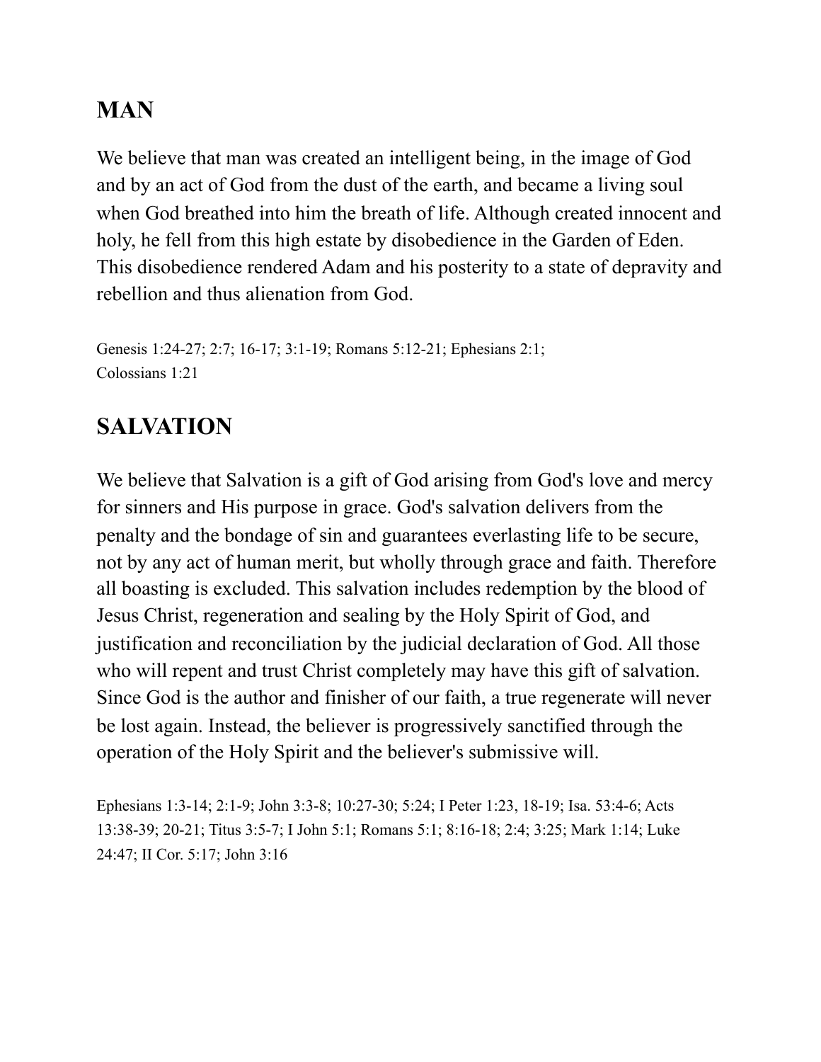## MAN

We believe that man was created an intelligent being, in the image of God and by an act of God from the dust of the earth, and became a living soul when God breathed into him the breath of life. Although created innocent and holy, he fell from this high estate by disobedience in the Garden of Eden. This disobedience rendered Adam and his posterity to a state of depravity and rebellion and thus alienation from God.

Genesis 1:24-27; 2:7; 16-17; 3:1-19; Romans 5:12-21; Ephesians 2:1; Colossians 1:21

## SALVATION

We believe that Salvation is a gift of God arising from God's love and mercy for sinners and His purpose in grace. God's salvation delivers from the penalty and the bondage of sin and guarantees everlasting life to be secure, not by any act of human merit, but wholly through grace and faith. Therefore all boasting is excluded. This salvation includes redemption by the blood of Jesus Christ, regeneration and sealing by the Holy Spirit of God, and justification and reconciliation by the judicial declaration of God. All those who will repent and trust Christ completely may have this gift of salvation. Since God is the author and finisher of our faith, a true regenerate will never be lost again. Instead, the believer is progressively sanctified through the operation of the Holy Spirit and the believer's submissive will.

Ephesians 1:3-14; 2:1-9; John 3:3-8; 10:27-30; 5:24; I Peter 1:23, 18-19; Isa. 53:4-6; Acts 13:38-39; 20-21; Titus 3:5-7; I John 5:1; Romans 5:1; 8:16-18; 2:4; 3:25; Mark 1:14; Luke 24:47; II Cor. 5:17; John 3:16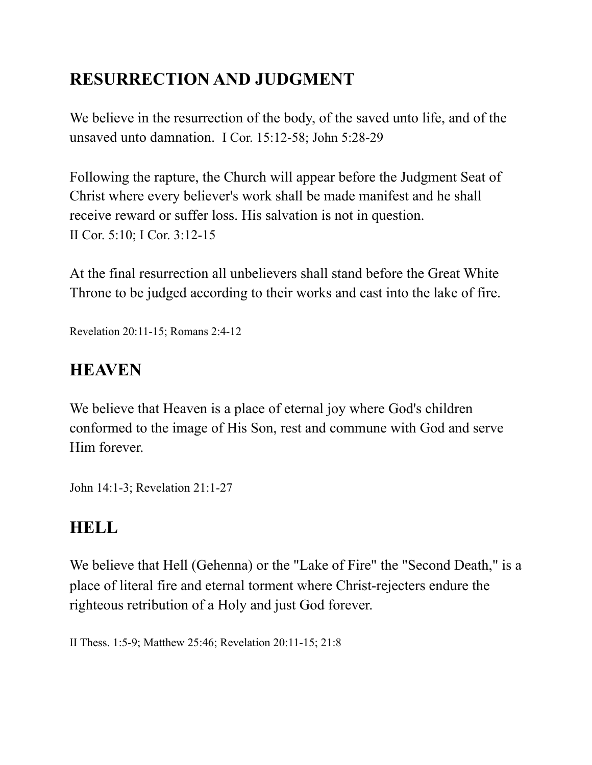## RESURRECTION AND JUDGMENT

We believe in the resurrection of the body, of the saved unto life, and of the unsaved unto damnation. I Cor. 15:12-58; John 5:28-29

Following the rapture, the Church will appear before the Judgment Seat of Christ where every believer's work shall be made manifest and he shall receive reward or suffer loss. His salvation is not in question.
II Cor. 5:10; I Cor. 3:12-15

At the final resurrection all unbelievers shall stand before the Great White Throne to be judged according to their works and cast into the lake of fire.

Revelation 20:11-15; Romans 2:4-12

## HEAVEN

We believe that Heaven is a place of eternal joy where God's children conformed to the image of His Son, rest and commune with God and serve Him forever.

John 14:1-3; Revelation 21:1-27

## HELL

We believe that Hell (Gehenna) or the "Lake of Fire" the "Second Death," is a place of literal fire and eternal torment where Christ-rejecters endure the righteous retribution of a Holy and just God forever.

II Thess. 1:5-9; Matthew 25:46; Revelation 20:11-15; 21:8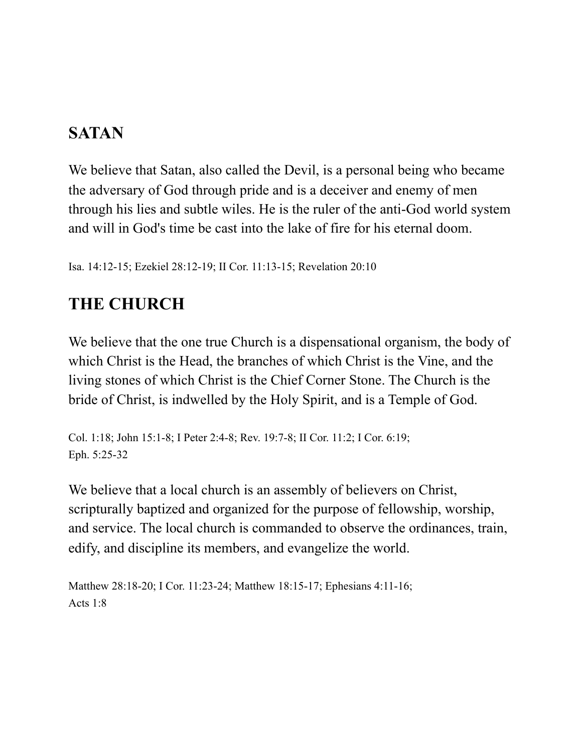## SATAN

We believe that Satan, also called the Devil, is a personal being who became the adversary of God through pride and is a deceiver and enemy of men through his lies and subtle wiles. He is the ruler of the anti-God world system and will in God's time be cast into the lake of fire for his eternal doom.

Isa. 14:12-15; Ezekiel 28:12-19; II Cor. 11:13-15; Revelation 20:10

## THE CHURCH

We believe that the one true Church is a dispensational organism, the body of which Christ is the Head, the branches of which Christ is the Vine, and the living stones of which Christ is the Chief Corner Stone. The Church is the bride of Christ, is indwelled by the Holy Spirit, and is a Temple of God.

Col. 1:18; John 15:1-8; I Peter 2:4-8; Rev. 19:7-8; II Cor. 11:2; I Cor. 6:19; Eph. 5:25-32

We believe that a local church is an assembly of believers on Christ, scripturally baptized and organized for the purpose of fellowship, worship, and service. The local church is commanded to observe the ordinances, train, edify, and discipline its members, and evangelize the world.

Matthew 28:18-20; I Cor. 11:23-24; Matthew 18:15-17; Ephesians 4:11-16; Acts 1:8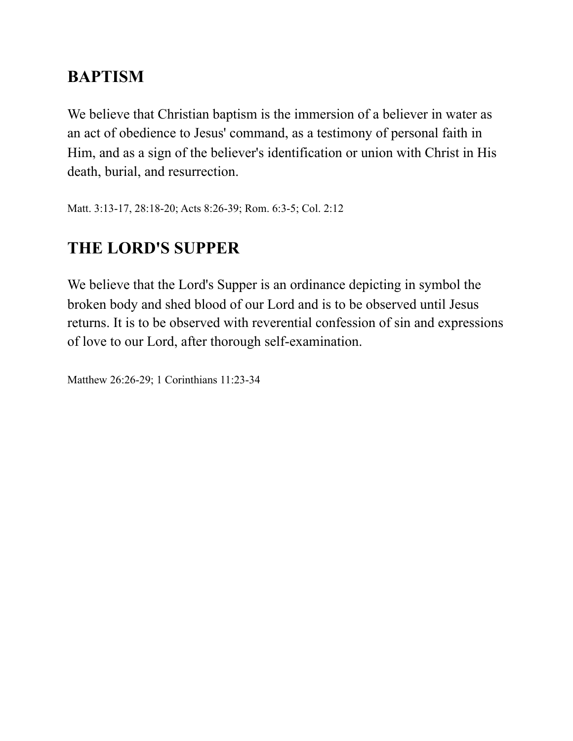## BAPTISM

We believe that Christian baptism is the immersion of a believer in water as an act of obedience to Jesus' command, as a testimony of personal faith in Him, and as a sign of the believer's identification or union with Christ in His death, burial, and resurrection.

Matt. 3:13-17, 28:18-20; Acts 8:26-39; Rom. 6:3-5; Col. 2:12

## THE LORD'S SUPPER

We believe that the Lord's Supper is an ordinance depicting in symbol the broken body and shed blood of our Lord and is to be observed until Jesus returns. It is to be observed with reverential confession of sin and expressions of love to our Lord, after thorough self-examination.

Matthew 26:26-29; 1 Corinthians 11:23-34